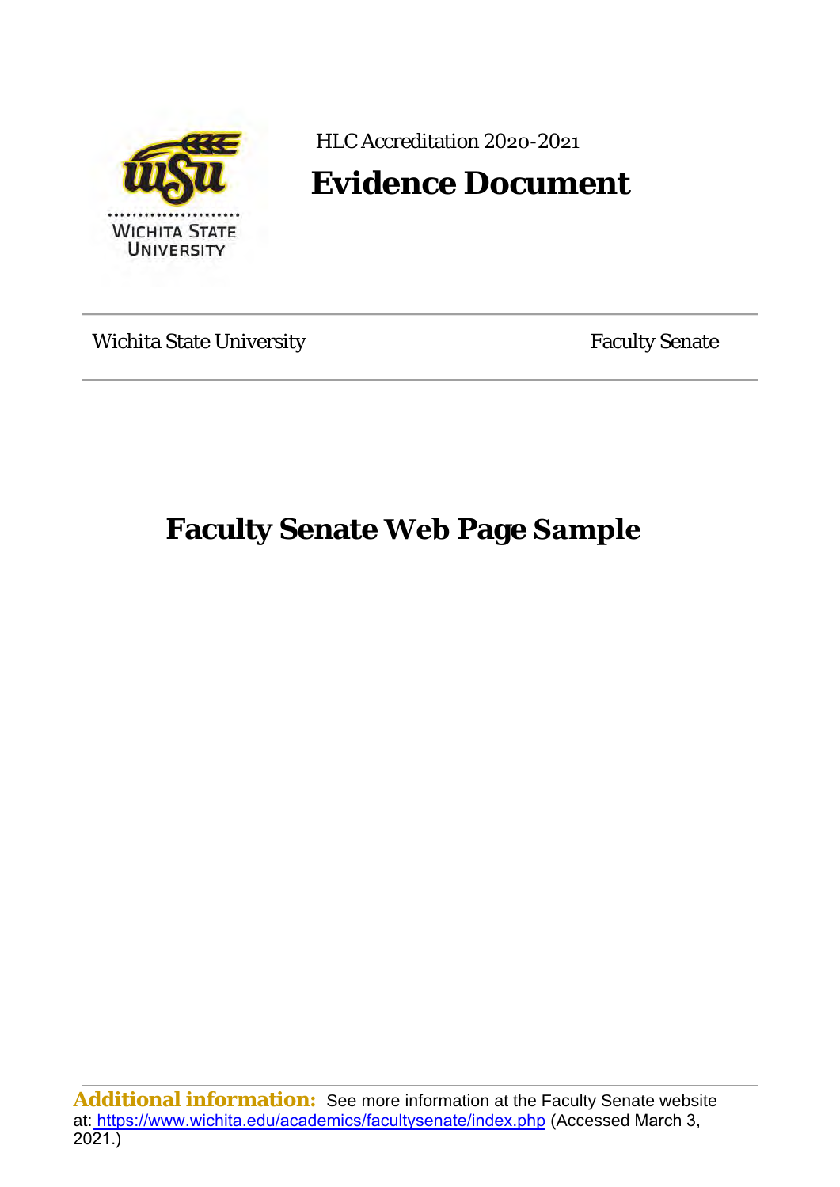HLC Accreditation 2020-2021

# Evidence Document

Wichita State University | Faculty Senate

## Faculty Senate Web Page Sample

**Additional information:** See more information at the Faculty Senate website at: https://www.wichita.edu/academics/facultysenate/index.php (Accessed March 3, 2021.)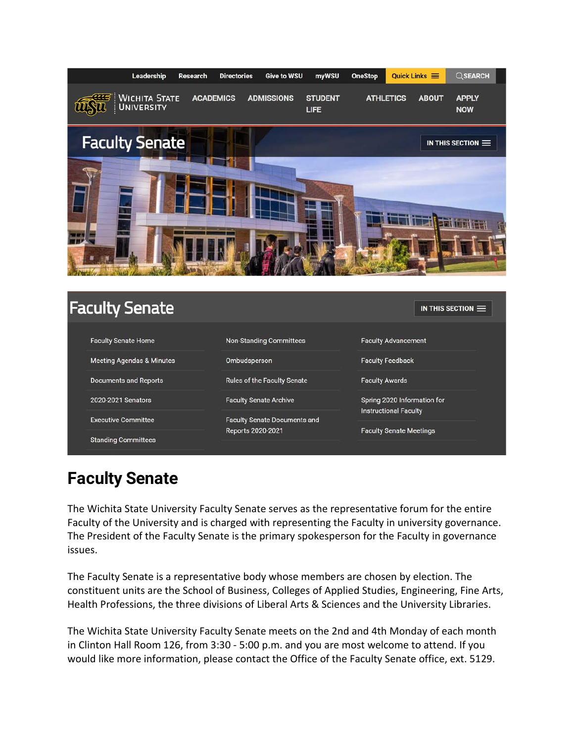Leadership Research Directories Give to WSU myWSU OneStop Quick Links SEARCH

WICHITA STATE UNIVERSITY ACADEMICS ADMISSIONS STUDENT LIFE ATHLETICS ABOUT APPLY NOW

Faculty Senate IN THIS SECTION

Faculty Senate IN THIS SECTION

- Faculty Senate Home
- Meeting Agendas & Minutes
- Documents and Reports
- 2020-2021 Senators
- Executive Committee
- Standing Committees
- Non-Standing Committees
- Ombudsperson
- Rules of the Faculty Senate
- Faculty Senate Archive
- Faculty Senate Documents and Reports 2020-2021
- Faculty Advancement
- Faculty Feedback
- Faculty Awards
- Spring 2020 Information for Instructional Faculty
- Faculty Senate Meetings

# Faculty Senate

The Wichita State University Faculty Senate serves as the representative forum for the entire Faculty of the University and is charged with representing the Faculty in university governance. The President of the Faculty Senate is the primary spokesperson for the Faculty in governance issues.

The Faculty Senate is a representative body whose members are chosen by election. The constituent units are the School of Business, Colleges of Applied Studies, Engineering, Fine Arts, Health Professions, the three divisions of Liberal Arts & Sciences and the University Libraries.

The Wichita State University Faculty Senate meets on the 2nd and 4th Monday of each month in Clinton Hall Room 126, from 3:30 - 5:00 p.m. and you are most welcome to attend. If you would like more information, please contact the Office of the Faculty Senate office, ext. 5129.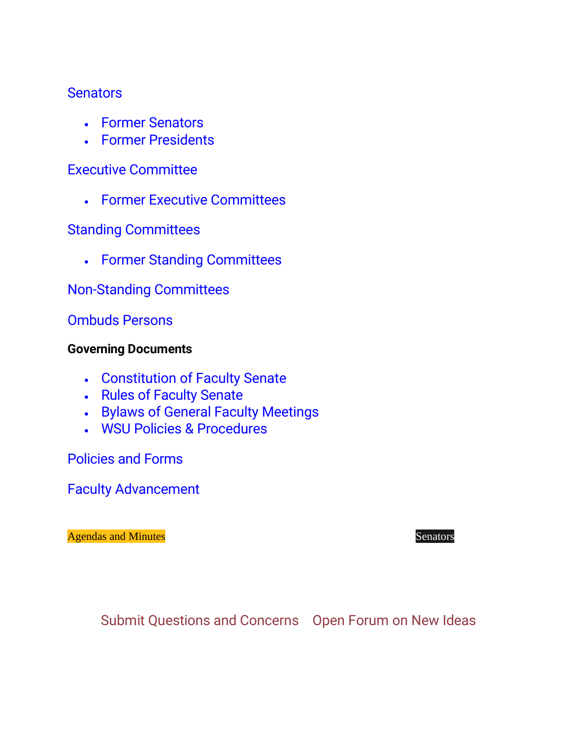Senators

- Former Senators
- Former Presidents

Executive Committee

- Former Executive Committees

Standing Committees

- Former Standing Committees

Non-Standing Committees

Ombuds Persons

**Governing Documents**

- Constitution of Faculty Senate
- Rules of Faculty Senate
- Bylaws of General Faculty Meetings
- WSU Policies & Procedures

Policies and Forms

Faculty Advancement

Agendas and Minutes

Senators

Submit Questions and Concerns    Open Forum on New Ideas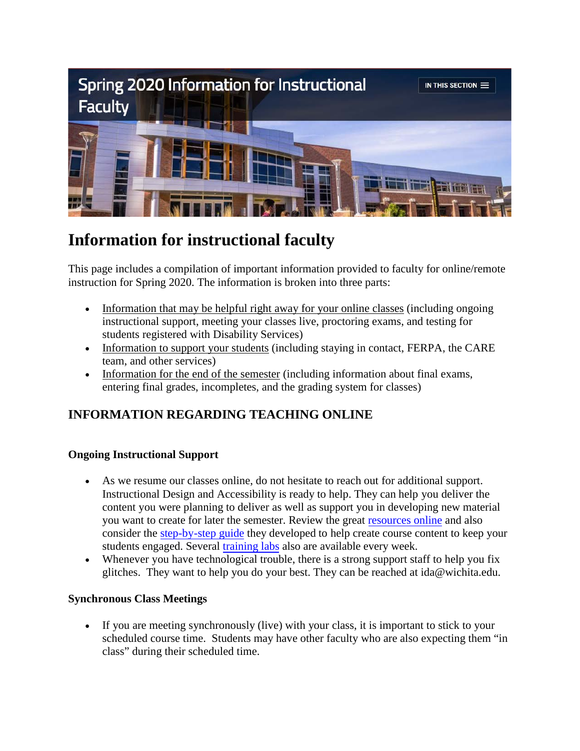# Spring 2020 Information for Instructional Faculty

IN THIS SECTION

# Information for instructional faculty

This page includes a compilation of important information provided to faculty for online/remote instruction for Spring 2020. The information is broken into three parts:

- Information that may be helpful right away for your online classes (including ongoing instructional support, meeting your classes live, proctoring exams, and testing for students registered with Disability Services)
- Information to support your students (including staying in contact, FERPA, the CARE team, and other services)
- Information for the end of the semester (including information about final exams, entering final grades, incompletes, and the grading system for classes)

## INFORMATION REGARDING TEACHING ONLINE

### Ongoing Instructional Support

- As we resume our classes online, do not hesitate to reach out for additional support. Instructional Design and Accessibility is ready to help. They can help you deliver the content you were planning to deliver as well as support you in developing new material you want to create for later the semester. Review the great resources online and also consider the step-by-step guide they developed to help create course content to keep your students engaged. Several training labs also are available every week.
- Whenever you have technological trouble, there is a strong support staff to help you fix glitches. They want to help you do your best. They can be reached at ida@wichita.edu.

### Synchronous Class Meetings

- If you are meeting synchronously (live) with your class, it is important to stick to your scheduled course time. Students may have other faculty who are also expecting them "in class" during their scheduled time.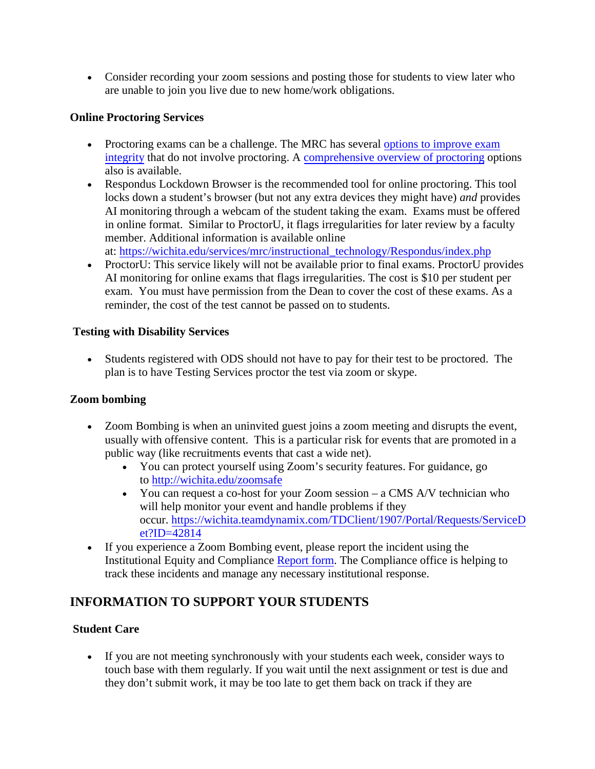- Consider recording your zoom sessions and posting those for students to view later who are unable to join you live due to new home/work obligations.

**Online Proctoring Services**

- Proctoring exams can be a challenge. The MRC has several options to improve exam integrity that do not involve proctoring. A comprehensive overview of proctoring options also is available.
- Respondus Lockdown Browser is the recommended tool for online proctoring. This tool locks down a student's browser (but not any extra devices they might have) *and* provides AI monitoring through a webcam of the student taking the exam. Exams must be offered in online format. Similar to ProctorU, it flags irregularities for later review by a faculty member. Additional information is available online at: https://wichita.edu/services/mrc/instructional_technology/Respondus/index.php
- ProctorU: This service likely will not be available prior to final exams. ProctorU provides AI monitoring for online exams that flags irregularities. The cost is $10 per student per exam. You must have permission from the Dean to cover the cost of these exams. As a reminder, the cost of the test cannot be passed on to students.

**Testing with Disability Services**

- Students registered with ODS should not have to pay for their test to be proctored. The plan is to have Testing Services proctor the test via zoom or skype.

**Zoom bombing**

- Zoom Bombing is when an uninvited guest joins a zoom meeting and disrupts the event, usually with offensive content. This is a particular risk for events that are promoted in a public way (like recruitments events that cast a wide net).
  - You can protect yourself using Zoom's security features. For guidance, go to http://wichita.edu/zoomsafe
  - You can request a co-host for your Zoom session – a CMS A/V technician who will help monitor your event and handle problems if they occur. https://wichita.teamdynamix.com/TDClient/1907/Portal/Requests/ServiceDet?ID=42814
- If you experience a Zoom Bombing event, please report the incident using the Institutional Equity and Compliance Report form. The Compliance office is helping to track these incidents and manage any necessary institutional response.

## INFORMATION TO SUPPORT YOUR STUDENTS

**Student Care**

- If you are not meeting synchronously with your students each week, consider ways to touch base with them regularly. If you wait until the next assignment or test is due and they don't submit work, it may be too late to get them back on track if they are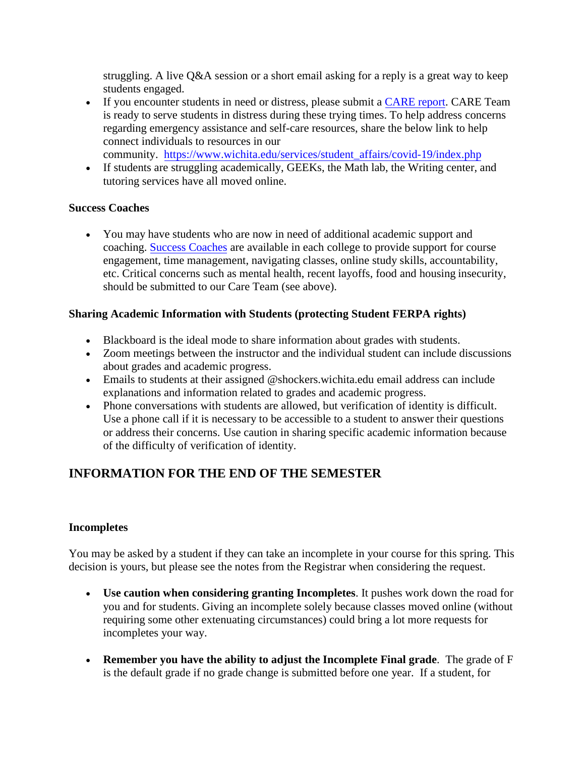struggling. A live Q&A session or a short email asking for a reply is a great way to keep students engaged.

- If you encounter students in need or distress, please submit a CARE report. CARE Team is ready to serve students in distress during these trying times. To help address concerns regarding emergency assistance and self-care resources, share the below link to help connect individuals to resources in our community. https://www.wichita.edu/services/student_affairs/covid-19/index.php
- If students are struggling academically, GEEKs, the Math lab, the Writing center, and tutoring services have all moved online.

**Success Coaches**

- You may have students who are now in need of additional academic support and coaching. Success Coaches are available in each college to provide support for course engagement, time management, navigating classes, online study skills, accountability, etc. Critical concerns such as mental health, recent layoffs, food and housing insecurity, should be submitted to our Care Team (see above).

**Sharing Academic Information with Students (protecting Student FERPA rights)**

- Blackboard is the ideal mode to share information about grades with students.
- Zoom meetings between the instructor and the individual student can include discussions about grades and academic progress.
- Emails to students at their assigned @shockers.wichita.edu email address can include explanations and information related to grades and academic progress.
- Phone conversations with students are allowed, but verification of identity is difficult. Use a phone call if it is necessary to be accessible to a student to answer their questions or address their concerns. Use caution in sharing specific academic information because of the difficulty of verification of identity.

## INFORMATION FOR THE END OF THE SEMESTER

**Incompletes**

You may be asked by a student if they can take an incomplete in your course for this spring. This decision is yours, but please see the notes from the Registrar when considering the request.

- **Use caution when considering granting Incompletes**. It pushes work down the road for you and for students. Giving an incomplete solely because classes moved online (without requiring some other extenuating circumstances) could bring a lot more requests for incompletes your way.

- **Remember you have the ability to adjust the Incomplete Final grade**. The grade of F is the default grade if no grade change is submitted before one year. If a student, for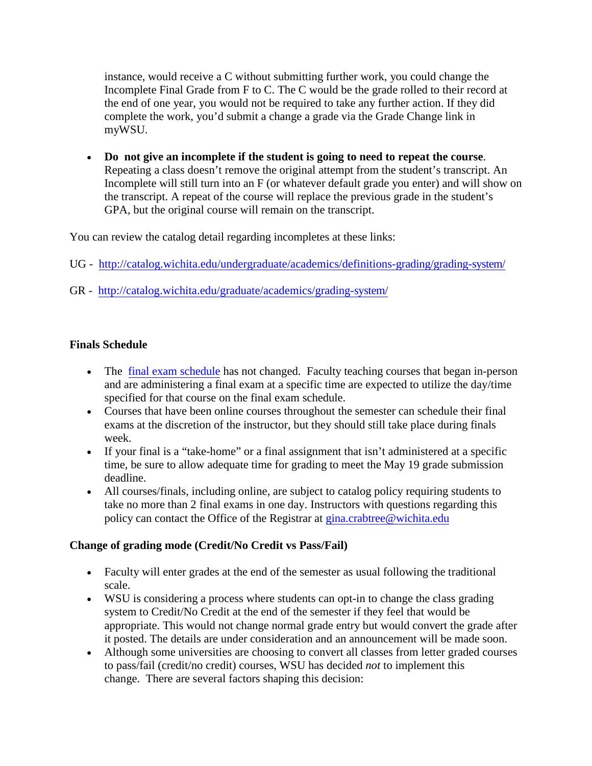instance, would receive a C without submitting further work, you could change the Incomplete Final Grade from F to C. The C would be the grade rolled to their record at the end of one year, you would not be required to take any further action. If they did complete the work, you'd submit a change a grade via the Grade Change link in myWSU.

- **Do not give an incomplete if the student is going to need to repeat the course**. Repeating a class doesn't remove the original attempt from the student's transcript. An Incomplete will still turn into an F (or whatever default grade you enter) and will show on the transcript. A repeat of the course will replace the previous grade in the student's GPA, but the original course will remain on the transcript.

You can review the catalog detail regarding incompletes at these links:

UG - [http://catalog.wichita.edu/undergraduate/academics/definitions-grading/grading-system/](http://catalog.wichita.edu/undergraduate/academics/definitions-grading/grading-system/)

GR - [http://catalog.wichita.edu/graduate/academics/grading-system/](http://catalog.wichita.edu/graduate/academics/grading-system/)

**Finals Schedule**

- The final exam schedule has not changed. Faculty teaching courses that began in-person and are administering a final exam at a specific time are expected to utilize the day/time specified for that course on the final exam schedule.
- Courses that have been online courses throughout the semester can schedule their final exams at the discretion of the instructor, but they should still take place during finals week.
- If your final is a "take-home" or a final assignment that isn't administered at a specific time, be sure to allow adequate time for grading to meet the May 19 grade submission deadline.
- All courses/finals, including online, are subject to catalog policy requiring students to take no more than 2 final exams in one day. Instructors with questions regarding this policy can contact the Office of the Registrar at gina.crabtree@wichita.edu

**Change of grading mode (Credit/No Credit vs Pass/Fail)**

- Faculty will enter grades at the end of the semester as usual following the traditional scale.
- WSU is considering a process where students can opt-in to change the class grading system to Credit/No Credit at the end of the semester if they feel that would be appropriate. This would not change normal grade entry but would convert the grade after it posted. The details are under consideration and an announcement will be made soon.
- Although some universities are choosing to convert all classes from letter graded courses to pass/fail (credit/no credit) courses, WSU has decided *not* to implement this change. There are several factors shaping this decision: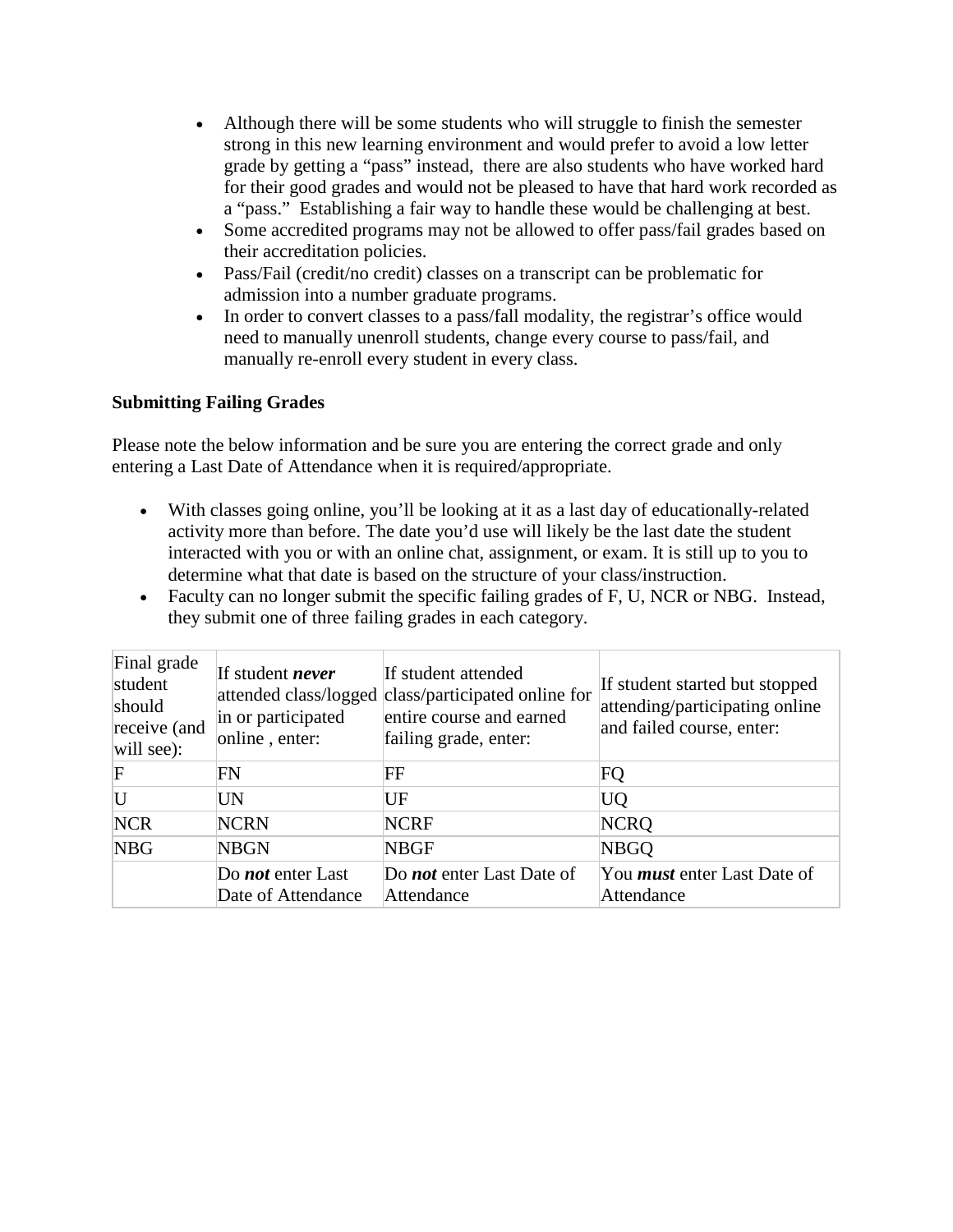- Although there will be some students who will struggle to finish the semester strong in this new learning environment and would prefer to avoid a low letter grade by getting a "pass" instead, there are also students who have worked hard for their good grades and would not be pleased to have that hard work recorded as a "pass." Establishing a fair way to handle these would be challenging at best.
- Some accredited programs may not be allowed to offer pass/fail grades based on their accreditation policies.
- Pass/Fail (credit/no credit) classes on a transcript can be problematic for admission into a number graduate programs.
- In order to convert classes to a pass/fall modality, the registrar's office would need to manually unenroll students, change every course to pass/fail, and manually re-enroll every student in every class.

**Submitting Failing Grades**

Please note the below information and be sure you are entering the correct grade and only entering a Last Date of Attendance when it is required/appropriate.

- With classes going online, you'll be looking at it as a last day of educationally-related activity more than before. The date you'd use will likely be the last date the student interacted with you or with an online chat, assignment, or exam. It is still up to you to determine what that date is based on the structure of your class/instruction.
- Faculty can no longer submit the specific failing grades of F, U, NCR or NBG. Instead, they submit one of three failing grades in each category.

| Final grade student should receive (and will see): | If student ***never*** attended class/logged in or participated online , enter: | If student attended class/participated online for entire course and earned failing grade, enter: | If student started but stopped attending/participating online and failed course, enter: |
|---|---|---|---|
| F | FN | FF | FQ |
| U | UN | UF | UQ |
| NCR | NCRN | NCRF | NCRQ |
| NBG | NBGN | NBGF | NBGQ |
| | Do ***not*** enter Last Date of Attendance | Do ***not*** enter Last Date of Attendance | You ***must*** enter Last Date of Attendance |